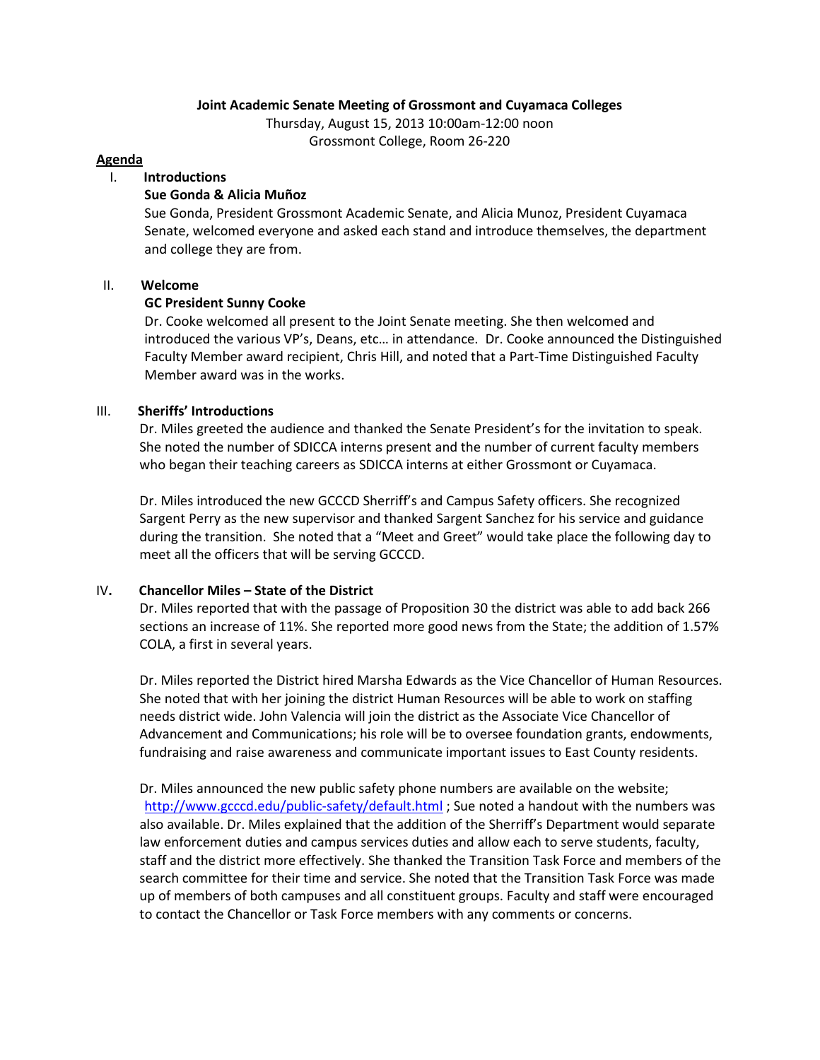**Joint Academic Senate Meeting of Grossmont and Cuyamaca Colleges**

Thursday, August 15, 2013 10:00am-12:00 noon

Grossmont College, Room 26-220

## Agenda

I. **Introductions**

**Sue Gonda & Alicia Muñoz**

Sue Gonda, President Grossmont Academic Senate, and Alicia Munoz, President Cuyamaca Senate, welcomed everyone and asked each stand and introduce themselves, the department and college they are from.

II. **Welcome**

**GC President Sunny Cooke**

Dr. Cooke welcomed all present to the Joint Senate meeting. She then welcomed and introduced the various VP's, Deans, etc… in attendance. Dr. Cooke announced the Distinguished Faculty Member award recipient, Chris Hill, and noted that a Part-Time Distinguished Faculty Member award was in the works.

III. **Sheriffs' Introductions**

Dr. Miles greeted the audience and thanked the Senate President's for the invitation to speak. She noted the number of SDICCA interns present and the number of current faculty members who began their teaching careers as SDICCA interns at either Grossmont or Cuyamaca.

Dr. Miles introduced the new GCCCD Sherriff's and Campus Safety officers. She recognized Sargent Perry as the new supervisor and thanked Sargent Sanchez for his service and guidance during the transition. She noted that a "Meet and Greet" would take place the following day to meet all the officers that will be serving GCCCD.

IV**.** **Chancellor Miles – State of the District**

Dr. Miles reported that with the passage of Proposition 30 the district was able to add back 266 sections an increase of 11%. She reported more good news from the State; the addition of 1.57% COLA, a first in several years.

Dr. Miles reported the District hired Marsha Edwards as the Vice Chancellor of Human Resources. She noted that with her joining the district Human Resources will be able to work on staffing needs district wide. John Valencia will join the district as the Associate Vice Chancellor of Advancement and Communications; his role will be to oversee foundation grants, endowments, fundraising and raise awareness and communicate important issues to East County residents.

Dr. Miles announced the new public safety phone numbers are available on the website; http://www.gcccd.edu/public-safety/default.html ; Sue noted a handout with the numbers was also available. Dr. Miles explained that the addition of the Sherriff's Department would separate law enforcement duties and campus services duties and allow each to serve students, faculty, staff and the district more effectively. She thanked the Transition Task Force and members of the search committee for their time and service. She noted that the Transition Task Force was made up of members of both campuses and all constituent groups. Faculty and staff were encouraged to contact the Chancellor or Task Force members with any comments or concerns.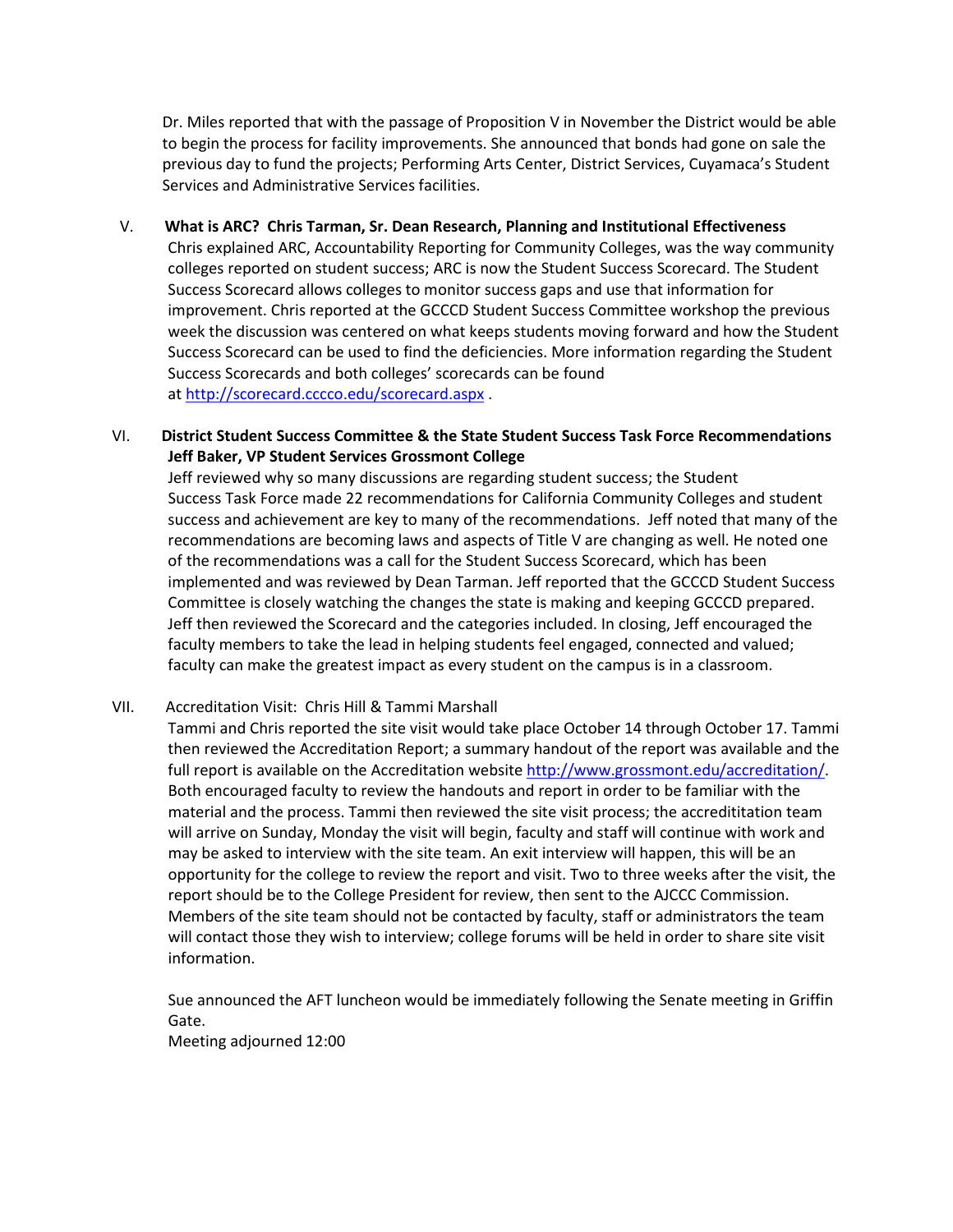Dr. Miles reported that with the passage of Proposition V in November the District would be able to begin the process for facility improvements. She announced that bonds had gone on sale the previous day to fund the projects; Performing Arts Center, District Services, Cuyamaca's Student Services and Administrative Services facilities.

V. **What is ARC? Chris Tarman, Sr. Dean Research, Planning and Institutional Effectiveness**

Chris explained ARC, Accountability Reporting for Community Colleges, was the way community colleges reported on student success; ARC is now the Student Success Scorecard. The Student Success Scorecard allows colleges to monitor success gaps and use that information for improvement. Chris reported at the GCCCD Student Success Committee workshop the previous week the discussion was centered on what keeps students moving forward and how the Student Success Scorecard can be used to find the deficiencies. More information regarding the Student Success Scorecards and both colleges' scorecards can be found at http://scorecard.cccco.edu/scorecard.aspx .

VI. **District Student Success Committee & the State Student Success Task Force Recommendations Jeff Baker, VP Student Services Grossmont College**

Jeff reviewed why so many discussions are regarding student success; the Student Success Task Force made 22 recommendations for California Community Colleges and student success and achievement are key to many of the recommendations. Jeff noted that many of the recommendations are becoming laws and aspects of Title V are changing as well. He noted one of the recommendations was a call for the Student Success Scorecard, which has been implemented and was reviewed by Dean Tarman. Jeff reported that the GCCCD Student Success Committee is closely watching the changes the state is making and keeping GCCCD prepared. Jeff then reviewed the Scorecard and the categories included. In closing, Jeff encouraged the faculty members to take the lead in helping students feel engaged, connected and valued; faculty can make the greatest impact as every student on the campus is in a classroom.

VII. Accreditation Visit: Chris Hill & Tammi Marshall

Tammi and Chris reported the site visit would take place October 14 through October 17. Tammi then reviewed the Accreditation Report; a summary handout of the report was available and the full report is available on the Accreditation website http://www.grossmont.edu/accreditation/. Both encouraged faculty to review the handouts and report in order to be familiar with the material and the process. Tammi then reviewed the site visit process; the accredititation team will arrive on Sunday, Monday the visit will begin, faculty and staff will continue with work and may be asked to interview with the site team. An exit interview will happen, this will be an opportunity for the college to review the report and visit. Two to three weeks after the visit, the report should be to the College President for review, then sent to the AJCCC Commission. Members of the site team should not be contacted by faculty, staff or administrators the team will contact those they wish to interview; college forums will be held in order to share site visit information.

Sue announced the AFT luncheon would be immediately following the Senate meeting in Griffin Gate.

Meeting adjourned 12:00